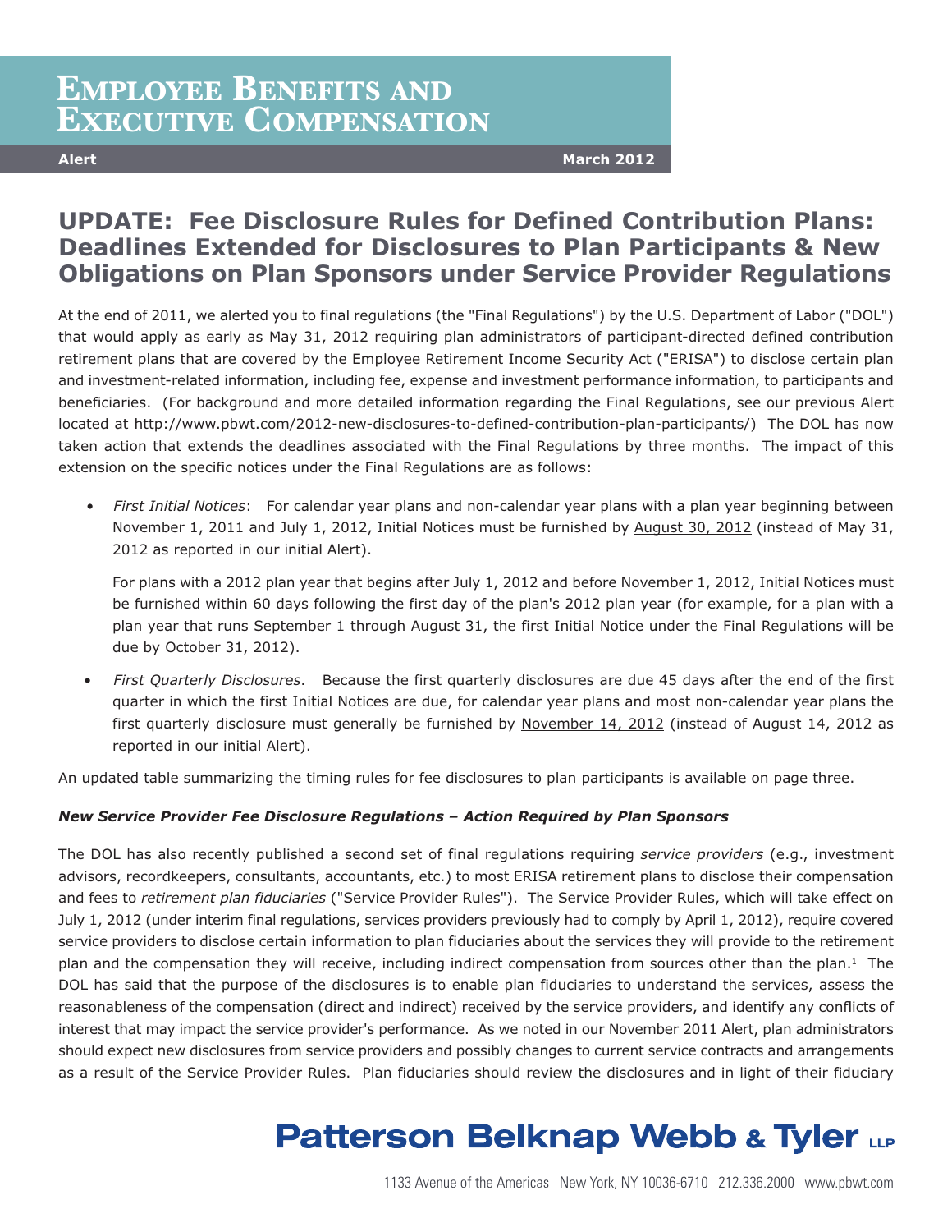# Employee Benefits and Executive Compensation

**Alert** **March 2012**

## UPDATE: Fee Disclosure Rules for Defined Contribution Plans: Deadlines Extended for Disclosures to Plan Participants & New Obligations on Plan Sponsors under Service Provider Regulations

At the end of 2011, we alerted you to final regulations (the "Final Regulations") by the U.S. Department of Labor ("DOL") that would apply as early as May 31, 2012 requiring plan administrators of participant-directed defined contribution retirement plans that are covered by the Employee Retirement Income Security Act ("ERISA") to disclose certain plan and investment-related information, including fee, expense and investment performance information, to participants and beneficiaries. (For background and more detailed information regarding the Final Regulations, see our previous Alert located at http://www.pbwt.com/2012-new-disclosures-to-defined-contribution-plan-participants/) The DOL has now taken action that extends the deadlines associated with the Final Regulations by three months. The impact of this extension on the specific notices under the Final Regulations are as follows:

- *First Initial Notices*: For calendar year plans and non-calendar year plans with a plan year beginning between November 1, 2011 and July 1, 2012, Initial Notices must be furnished by August 30, 2012 (instead of May 31, 2012 as reported in our initial Alert).

  For plans with a 2012 plan year that begins after July 1, 2012 and before November 1, 2012, Initial Notices must be furnished within 60 days following the first day of the plan's 2012 plan year (for example, for a plan with a plan year that runs September 1 through August 31, the first Initial Notice under the Final Regulations will be due by October 31, 2012).

- *First Quarterly Disclosures*. Because the first quarterly disclosures are due 45 days after the end of the first quarter in which the first Initial Notices are due, for calendar year plans and most non-calendar year plans the first quarterly disclosure must generally be furnished by November 14, 2012 (instead of August 14, 2012 as reported in our initial Alert).

An updated table summarizing the timing rules for fee disclosures to plan participants is available on page three.

***New Service Provider Fee Disclosure Regulations – Action Required by Plan Sponsors***

The DOL has also recently published a second set of final regulations requiring *service providers* (e.g., investment advisors, recordkeepers, consultants, accountants, etc.) to most ERISA retirement plans to disclose their compensation and fees to *retirement plan fiduciaries* ("Service Provider Rules"). The Service Provider Rules, which will take effect on July 1, 2012 (under interim final regulations, services providers previously had to comply by April 1, 2012), require covered service providers to disclose certain information to plan fiduciaries about the services they will provide to the retirement plan and the compensation they will receive, including indirect compensation from sources other than the plan.[1] The DOL has said that the purpose of the disclosures is to enable plan fiduciaries to understand the services, assess the reasonableness of the compensation (direct and indirect) received by the service providers, and identify any conflicts of interest that may impact the service provider's performance. As we noted in our November 2011 Alert, plan administrators should expect new disclosures from service providers and possibly changes to current service contracts and arrangements as a result of the Service Provider Rules. Plan fiduciaries should review the disclosures and in light of their fiduciary

**Patterson Belknap Webb & Tyler LLP**

1133 Avenue of the Americas New York, NY 10036-6710 212.336.2000 www.pbwt.com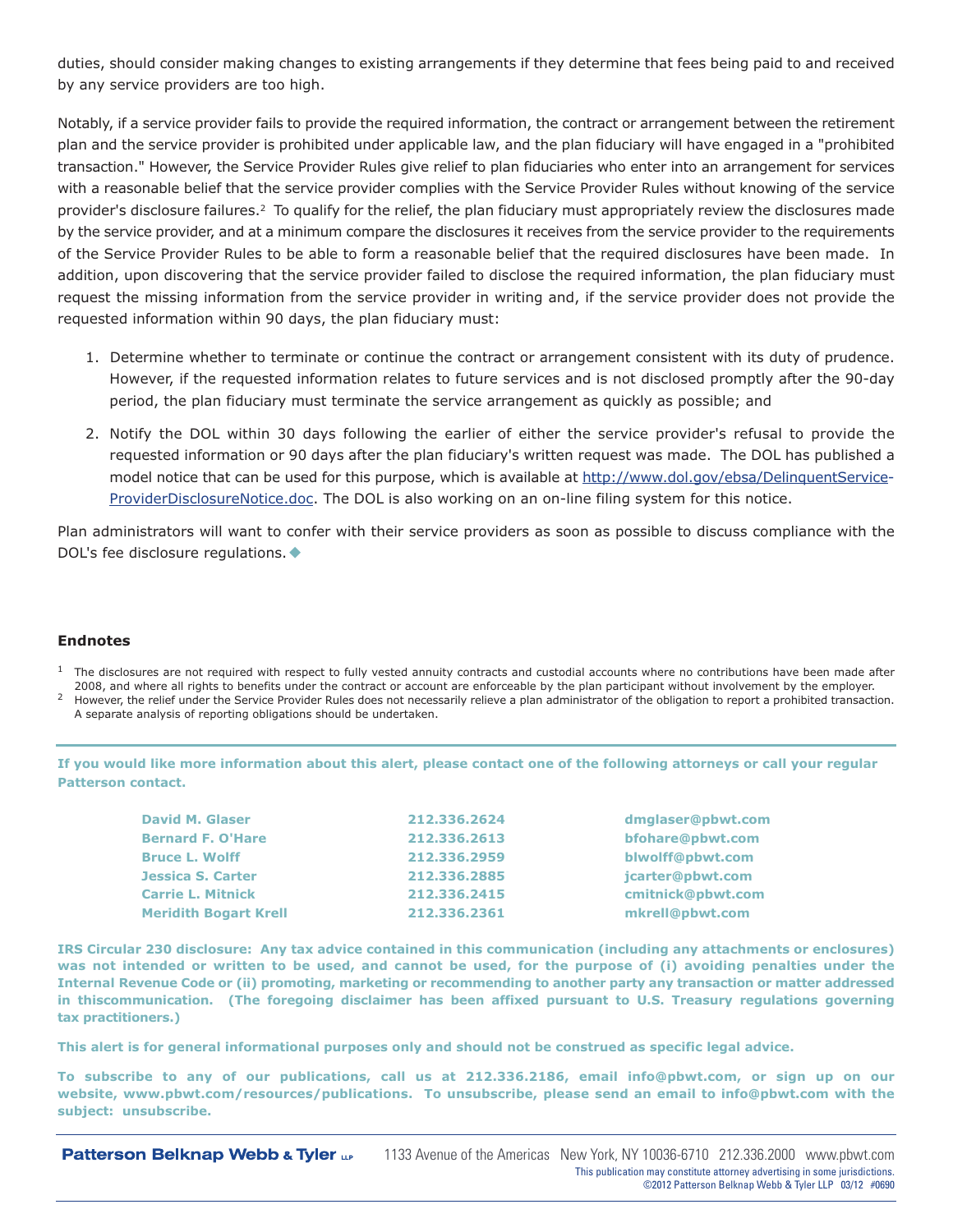duties, should consider making changes to existing arrangements if they determine that fees being paid to and received by any service providers are too high.

Notably, if a service provider fails to provide the required information, the contract or arrangement between the retirement plan and the service provider is prohibited under applicable law, and the plan fiduciary will have engaged in a "prohibited transaction." However, the Service Provider Rules give relief to plan fiduciaries who enter into an arrangement for services with a reasonable belief that the service provider complies with the Service Provider Rules without knowing of the service provider's disclosure failures.[2] To qualify for the relief, the plan fiduciary must appropriately review the disclosures made by the service provider, and at a minimum compare the disclosures it receives from the service provider to the requirements of the Service Provider Rules to be able to form a reasonable belief that the required disclosures have been made. In addition, upon discovering that the service provider failed to disclose the required information, the plan fiduciary must request the missing information from the service provider in writing and, if the service provider does not provide the requested information within 90 days, the plan fiduciary must:

1. Determine whether to terminate or continue the contract or arrangement consistent with its duty of prudence. However, if the requested information relates to future services and is not disclosed promptly after the 90-day period, the plan fiduciary must terminate the service arrangement as quickly as possible; and
2. Notify the DOL within 30 days following the earlier of either the service provider's refusal to provide the requested information or 90 days after the plan fiduciary's written request was made. The DOL has published a model notice that can be used for this purpose, which is available at http://www.dol.gov/ebsa/DelinquentServiceProviderDisclosureNotice.doc. The DOL is also working on an on-line filing system for this notice.

Plan administrators will want to confer with their service providers as soon as possible to discuss compliance with the DOL's fee disclosure regulations. ◆

### Endnotes

[1] The disclosures are not required with respect to fully vested annuity contracts and custodial accounts where no contributions have been made after 2008, and where all rights to benefits under the contract or account are enforceable by the plan participant without involvement by the employer.

[2] However, the relief under the Service Provider Rules does not necessarily relieve a plan administrator of the obligation to report a prohibited transaction. A separate analysis of reporting obligations should be undertaken.

**If you would like more information about this alert, please contact one of the following attorneys or call your regular Patterson contact.**

| | | |
|---|---|---|
| **David M. Glaser** | **212.336.2624** | **dmglaser@pbwt.com** |
| **Bernard F. O'Hare** | **212.336.2613** | **bfohare@pbwt.com** |
| **Bruce L. Wolff** | **212.336.2959** | **blwolff@pbwt.com** |
| **Jessica S. Carter** | **212.336.2885** | **jcarter@pbwt.com** |
| **Carrie L. Mitnick** | **212.336.2415** | **cmitnick@pbwt.com** |
| **Meridith Bogart Krell** | **212.336.2361** | **mkrell@pbwt.com** |

**IRS Circular 230 disclosure: Any tax advice contained in this communication (including any attachments or enclosures) was not intended or written to be used, and cannot be used, for the purpose of (i) avoiding penalties under the Internal Revenue Code or (ii) promoting, marketing or recommending to another party any transaction or matter addressed in thiscommunication. (The foregoing disclaimer has been affixed pursuant to U.S. Treasury regulations governing tax practitioners.)**

**This alert is for general informational purposes only and should not be construed as specific legal advice.**

**To subscribe to any of our publications, call us at 212.336.2186, email info@pbwt.com, or sign up on our website, www.pbwt.com/resources/publications. To unsubscribe, please send an email to info@pbwt.com with the subject: unsubscribe.**

**Patterson Belknap Webb & Tyler LLP** 1133 Avenue of the Americas New York, NY 10036-6710 212.336.2000 www.pbwt.com

This publication may constitute attorney advertising in some jurisdictions.
©2012 Patterson Belknap Webb & Tyler LLP 03/12 #0690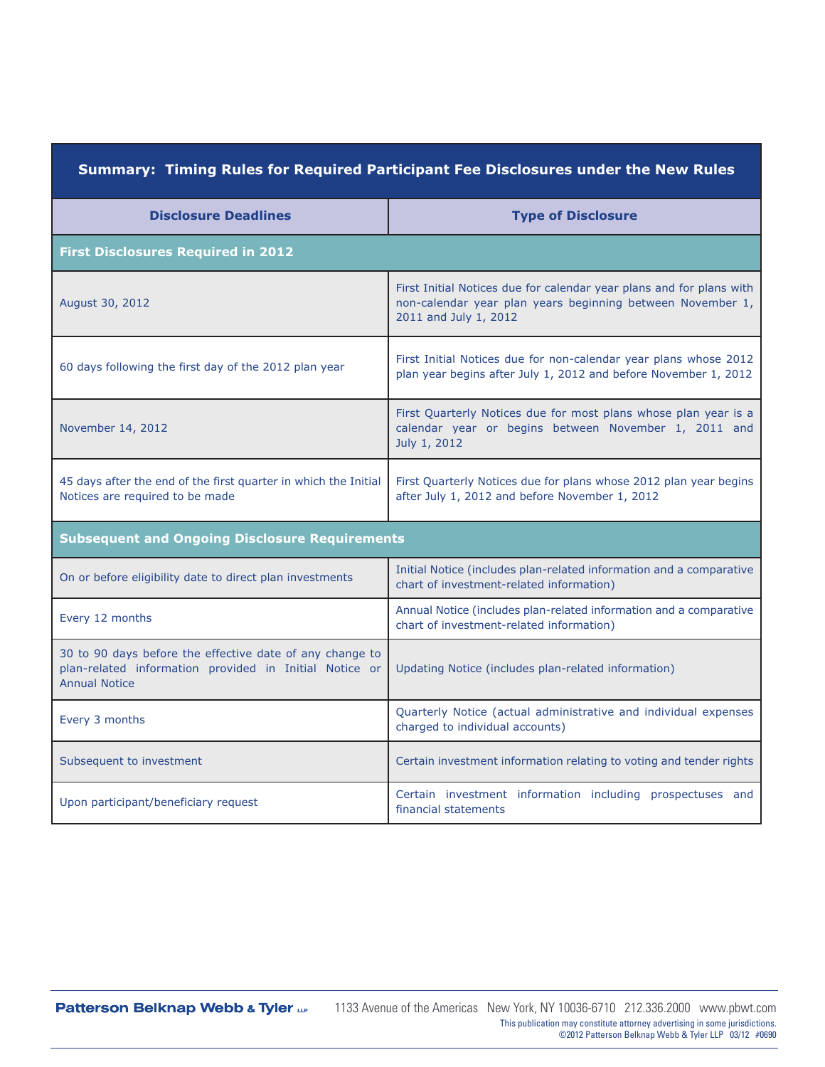| Summary: Timing Rules for Required Participant Fee Disclosures under the New Rules | |
|---|---|
| **Disclosure Deadlines** | **Type of Disclosure** |
| **First Disclosures Required in 2012** | |
| August 30, 2012 | First Initial Notices due for calendar year plans and for plans with non-calendar year plan years beginning between November 1, 2011 and July 1, 2012 |
| 60 days following the first day of the 2012 plan year | First Initial Notices due for non-calendar year plans whose 2012 plan year begins after July 1, 2012 and before November 1, 2012 |
| November 14, 2012 | First Quarterly Notices due for most plans whose plan year is a calendar year or begins between November 1, 2011 and July 1, 2012 |
| 45 days after the end of the first quarter in which the Initial Notices are required to be made | First Quarterly Notices due for plans whose 2012 plan year begins after July 1, 2012 and before November 1, 2012 |
| **Subsequent and Ongoing Disclosure Requirements** | |
| On or before eligibility date to direct plan investments | Initial Notice (includes plan-related information and a comparative chart of investment-related information) |
| Every 12 months | Annual Notice (includes plan-related information and a comparative chart of investment-related information) |
| 30 to 90 days before the effective date of any change to plan-related information provided in Initial Notice or Annual Notice | Updating Notice (includes plan-related information) |
| Every 3 months | Quarterly Notice (actual administrative and individual expenses charged to individual accounts) |
| Subsequent to investment | Certain investment information relating to voting and tender rights |
| Upon participant/beneficiary request | Certain investment information including prospectuses and financial statements |

**Patterson Belknap Webb & Tyler LLP** 1133 Avenue of the Americas New York, NY 10036-6710 212.336.2000 www.pbwt.com

This publication may constitute attorney advertising in some jurisdictions.
©2012 Patterson Belknap Webb & Tyler LLP 03/12 #0690